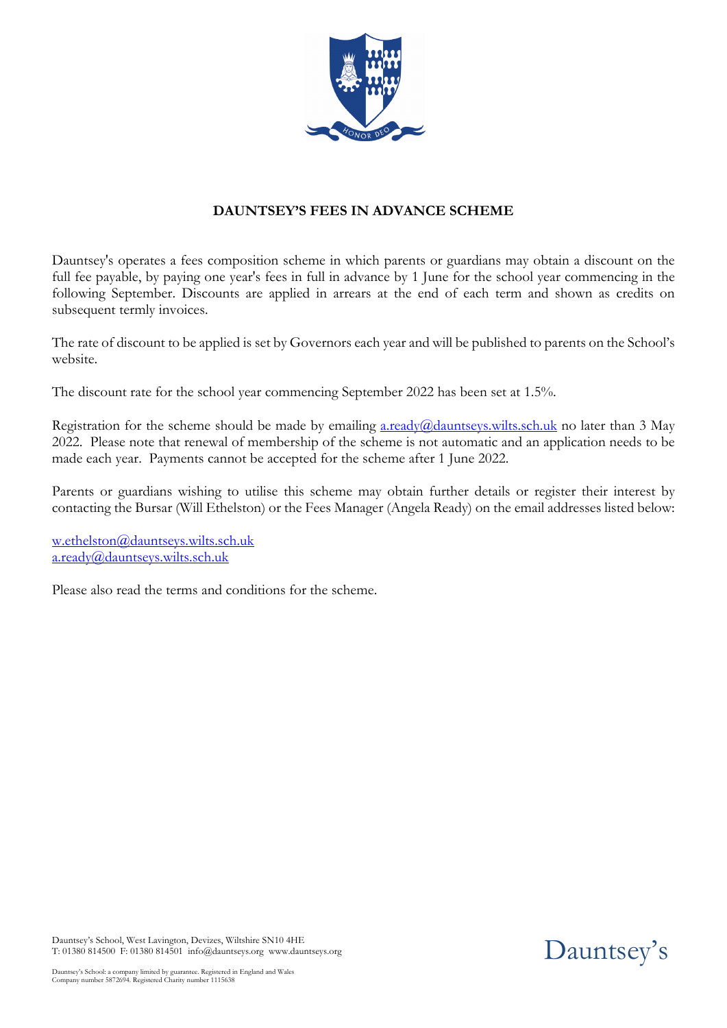# DAUNTSEY'S FEES IN ADVANCE SCHEME

Dauntsey's operates a fees composition scheme in which parents or guardians may obtain a discount on the full fee payable, by paying one year's fees in full in advance by 1 June for the school year commencing in the following September. Discounts are applied in arrears at the end of each term and shown as credits on subsequent termly invoices.

The rate of discount to be applied is set by Governors each year and will be published to parents on the School's website.

The discount rate for the school year commencing September 2022 has been set at 1.5%.

Registration for the scheme should be made by emailing a.ready@dauntseys.wilts.sch.uk no later than 3 May 2022. Please note that renewal of membership of the scheme is not automatic and an application needs to be made each year. Payments cannot be accepted for the scheme after 1 June 2022.

Parents or guardians wishing to utilise this scheme may obtain further details or register their interest by contacting the Bursar (Will Ethelston) or the Fees Manager (Angela Ready) on the email addresses listed below:

w.ethelston@dauntseys.wilts.sch.uk
a.ready@dauntseys.wilts.sch.uk

Please also read the terms and conditions for the scheme.

Dauntsey's School, West Lavington, Devizes, Wiltshire SN10 4HE
T: 01380 814500 F: 01380 814501 info@dauntseys.org www.dauntseys.org

Dauntsey's School: a company limited by guarantee. Registered in England and Wales
Company number 5872694. Registered Charity number 1115638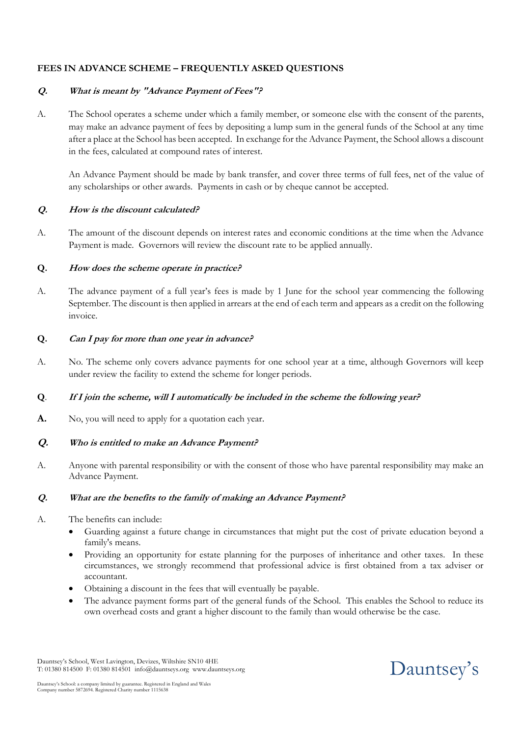## FEES IN ADVANCE SCHEME – FREQUENTLY ASKED QUESTIONS

***Q. What is meant by "Advance Payment of Fees"?***

A. The School operates a scheme under which a family member, or someone else with the consent of the parents, may make an advance payment of fees by depositing a lump sum in the general funds of the School at any time after a place at the School has been accepted. In exchange for the Advance Payment, the School allows a discount in the fees, calculated at compound rates of interest.

An Advance Payment should be made by bank transfer, and cover three terms of full fees, net of the value of any scholarships or other awards. Payments in cash or by cheque cannot be accepted.

***Q. How is the discount calculated?***

A. The amount of the discount depends on interest rates and economic conditions at the time when the Advance Payment is made. Governors will review the discount rate to be applied annually.

**Q.** ***How does the scheme operate in practice?***

A. The advance payment of a full year's fees is made by 1 June for the school year commencing the following September. The discount is then applied in arrears at the end of each term and appears as a credit on the following invoice.

**Q.** ***Can I pay for more than one year in advance?***

A. No. The scheme only covers advance payments for one school year at a time, although Governors will keep under review the facility to extend the scheme for longer periods.

**Q**. ***If I join the scheme, will I automatically be included in the scheme the following year?***

**A.** No, you will need to apply for a quotation each year.

***Q. Who is entitled to make an Advance Payment?***

A. Anyone with parental responsibility or with the consent of those who have parental responsibility may make an Advance Payment.

***Q. What are the benefits to the family of making an Advance Payment?***

A. The benefits can include:

- Guarding against a future change in circumstances that might put the cost of private education beyond a family's means.
- Providing an opportunity for estate planning for the purposes of inheritance and other taxes. In these circumstances, we strongly recommend that professional advice is first obtained from a tax adviser or accountant.
- Obtaining a discount in the fees that will eventually be payable.
- The advance payment forms part of the general funds of the School. This enables the School to reduce its own overhead costs and grant a higher discount to the family than would otherwise be the case.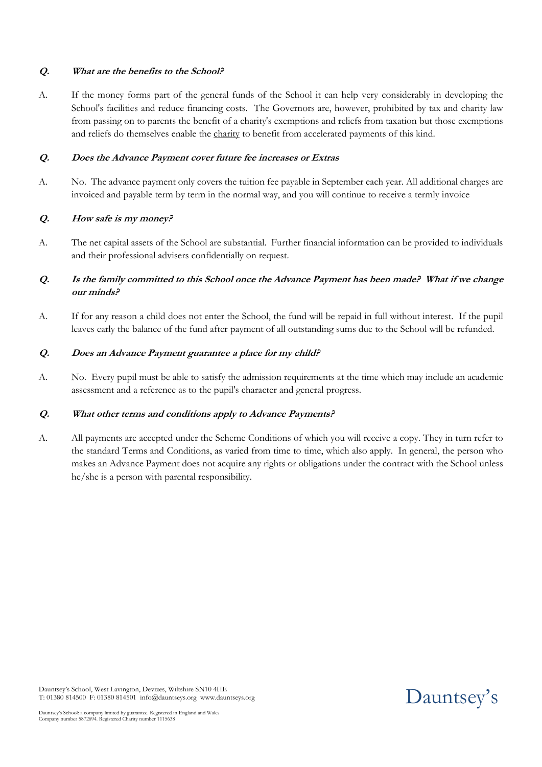***Q. What are the benefits to the School?***

A. If the money forms part of the general funds of the School it can help very considerably in developing the School's facilities and reduce financing costs. The Governors are, however, prohibited by tax and charity law from passing on to parents the benefit of a charity's exemptions and reliefs from taxation but those exemptions and reliefs do themselves enable the charity to benefit from accelerated payments of this kind.

***Q. Does the Advance Payment cover future fee increases or Extras***

A. No. The advance payment only covers the tuition fee payable in September each year. All additional charges are invoiced and payable term by term in the normal way, and you will continue to receive a termly invoice

***Q. How safe is my money?***

A. The net capital assets of the School are substantial. Further financial information can be provided to individuals and their professional advisers confidentially on request.

***Q. Is the family committed to this School once the Advance Payment has been made? What if we change our minds?***

A. If for any reason a child does not enter the School, the fund will be repaid in full without interest. If the pupil leaves early the balance of the fund after payment of all outstanding sums due to the School will be refunded.

***Q. Does an Advance Payment guarantee a place for my child?***

A. No. Every pupil must be able to satisfy the admission requirements at the time which may include an academic assessment and a reference as to the pupil's character and general progress.

***Q. What other terms and conditions apply to Advance Payments?***

A. All payments are accepted under the Scheme Conditions of which you will receive a copy. They in turn refer to the standard Terms and Conditions, as varied from time to time, which also apply. In general, the person who makes an Advance Payment does not acquire any rights or obligations under the contract with the School unless he/she is a person with parental responsibility.

Dauntsey's School, West Lavington, Devizes, Wiltshire SN10 4HE
T: 01380 814500 F: 01380 814501 info@dauntseys.org www.dauntseys.org

Dauntsey's School: a company limited by guarantee. Registered in England and Wales
Company number 5872694. Registered Charity number 1115638

Dauntsey's